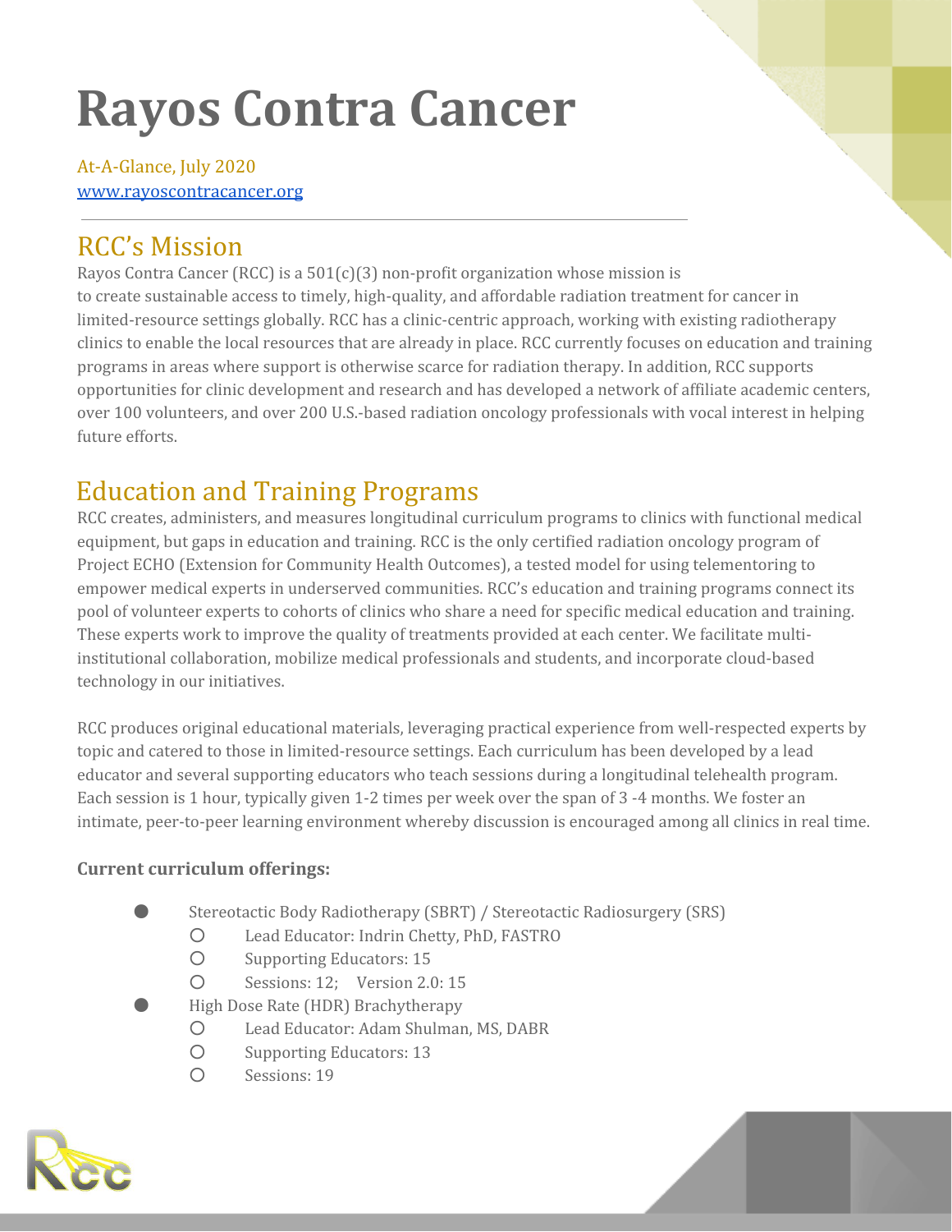# Rayos Contra Cancer

At-A-Glance, July 2020
www.rayoscontracancer.org

## RCC's Mission

Rayos Contra Cancer (RCC) is a 501(c)(3) non-profit organization whose mission is to create sustainable access to timely, high-quality, and affordable radiation treatment for cancer in limited-resource settings globally. RCC has a clinic-centric approach, working with existing radiotherapy clinics to enable the local resources that are already in place. RCC currently focuses on education and training programs in areas where support is otherwise scarce for radiation therapy. In addition, RCC supports opportunities for clinic development and research and has developed a network of affiliate academic centers, over 100 volunteers, and over 200 U.S.-based radiation oncology professionals with vocal interest in helping future efforts.

## Education and Training Programs

RCC creates, administers, and measures longitudinal curriculum programs to clinics with functional medical equipment, but gaps in education and training. RCC is the only certified radiation oncology program of Project ECHO (Extension for Community Health Outcomes), a tested model for using telementoring to empower medical experts in underserved communities. RCC's education and training programs connect its pool of volunteer experts to cohorts of clinics who share a need for specific medical education and training. These experts work to improve the quality of treatments provided at each center. We facilitate multi-institutional collaboration, mobilize medical professionals and students, and incorporate cloud-based technology in our initiatives.

RCC produces original educational materials, leveraging practical experience from well-respected experts by topic and catered to those in limited-resource settings. Each curriculum has been developed by a lead educator and several supporting educators who teach sessions during a longitudinal telehealth program. Each session is 1 hour, typically given 1-2 times per week over the span of 3 -4 months. We foster an intimate, peer-to-peer learning environment whereby discussion is encouraged among all clinics in real time.

**Current curriculum offerings:**

- Stereotactic Body Radiotherapy (SBRT) / Stereotactic Radiosurgery (SRS)
  - Lead Educator: Indrin Chetty, PhD, FASTRO
  - Supporting Educators: 15
  - Sessions: 12; Version 2.0: 15
- High Dose Rate (HDR) Brachytherapy
  - Lead Educator: Adam Shulman, MS, DABR
  - Supporting Educators: 13
  - Sessions: 19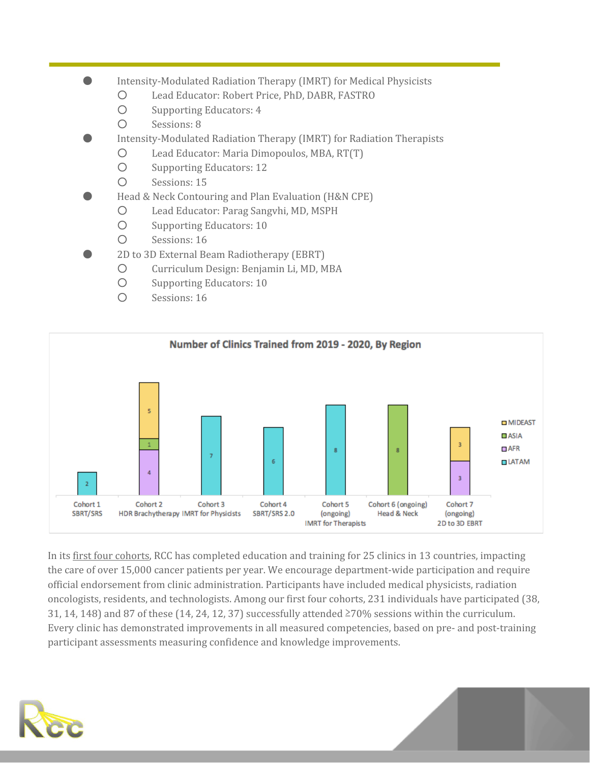- Intensity-Modulated Radiation Therapy (IMRT) for Medical Physicists
  - Lead Educator: Robert Price, PhD, DABR, FASTRO
  - Supporting Educators: 4
  - Sessions: 8
- Intensity-Modulated Radiation Therapy (IMRT) for Radiation Therapists
  - Lead Educator: Maria Dimopoulos, MBA, RT(T)
  - Supporting Educators: 12
  - Sessions: 15
- Head & Neck Contouring and Plan Evaluation (H&N CPE)
  - Lead Educator: Parag Sangvhi, MD, MSPH
  - Supporting Educators: 10
  - Sessions: 16
- 2D to 3D External Beam Radiotherapy (EBRT)
  - Curriculum Design: Benjamin Li, MD, MBA
  - Supporting Educators: 10
  - Sessions: 16

**Number of Clinics Trained from 2019 - 2020, By Region**

| Cohort | LATAM | AFR | ASIA | MIDEAST |
|---|---|---|---|---|
| Cohort 1 SBRT/SRS | 2 | | | |
| Cohort 2 HDR Brachytherapy | | 4 | 1 | 5 |
| Cohort 3 IMRT for Physicists | 7 | | | |
| Cohort 4 SBRT/SRS 2.0 | 6 | | | |
| Cohort 5 (ongoing) IMRT for Therapists | 8 | | | |
| Cohort 6 (ongoing) Head & Neck | | | 8 | |
| Cohort 7 (ongoing) 2D to 3D EBRT | | 3 | | 3 |

In its first four cohorts, RCC has completed education and training for 25 clinics in 13 countries, impacting the care of over 15,000 cancer patients per year. We encourage department-wide participation and require official endorsement from clinic administration. Participants have included medical physicists, radiation oncologists, residents, and technologists. Among our first four cohorts, 231 individuals have participated (38, 31, 14, 148) and 87 of these (14, 24, 12, 37) successfully attended ≥70% sessions within the curriculum. Every clinic has demonstrated improvements in all measured competencies, based on pre- and post-training participant assessments measuring confidence and knowledge improvements.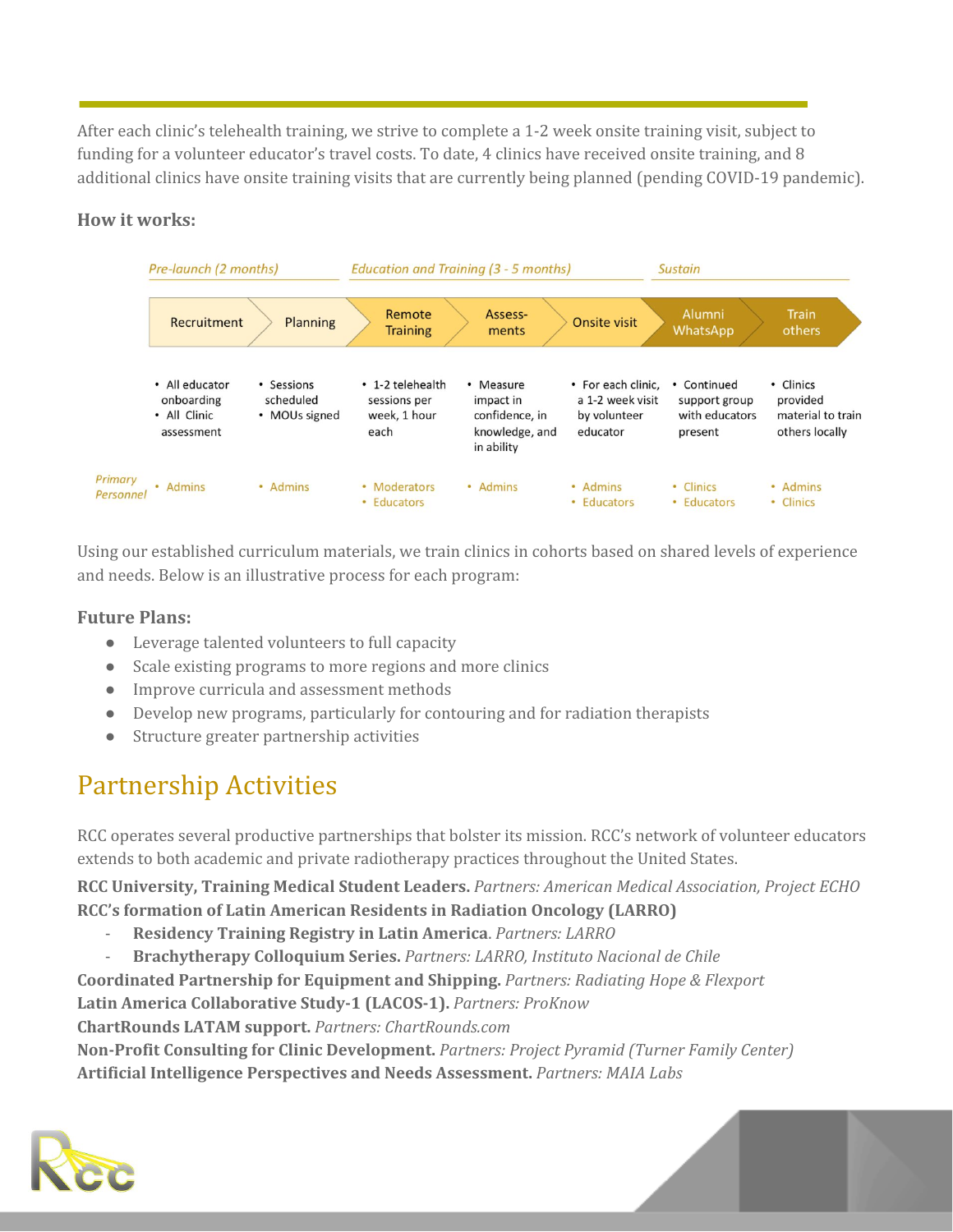After each clinic's telehealth training, we strive to complete a 1-2 week onsite training visit, subject to funding for a volunteer educator's travel costs. To date, 4 clinics have received onsite training, and 8 additional clinics have onsite training visits that are currently being planned (pending COVID-19 pandemic).

**How it works:**

| | *Pre-launch (2 months)* | | *Education and Training (3 - 5 months)* | | | *Sustain* | |
|---|---|---|---|---|---|---|---|
| | Recruitment | Planning | Remote Training | Assess-ments | Onsite visit | Alumni WhatsApp | Train others |
| | • All educator onboarding<br>• All Clinic assessment | • Sessions scheduled<br>• MOUs signed | • 1-2 telehealth sessions per week, 1 hour each | • Measure impact in confidence, in knowledge, and in ability | • For each clinic, a 1-2 week visit by volunteer educator | • Continued support group with educators present | • Clinics provided material to train others locally |
| *Primary Personnel* | • Admins | • Admins | • Moderators<br>• Educators | • Admins | • Admins<br>• Educators | • Clinics<br>• Educators | • Admins<br>• Clinics |

Using our established curriculum materials, we train clinics in cohorts based on shared levels of experience and needs. Below is an illustrative process for each program:

**Future Plans:**

- Leverage talented volunteers to full capacity
- Scale existing programs to more regions and more clinics
- Improve curricula and assessment methods
- Develop new programs, particularly for contouring and for radiation therapists
- Structure greater partnership activities

# Partnership Activities

RCC operates several productive partnerships that bolster its mission. RCC's network of volunteer educators extends to both academic and private radiotherapy practices throughout the United States.

**RCC University, Training Medical Student Leaders.** *Partners: American Medical Association, Project ECHO*

**RCC's formation of Latin American Residents in Radiation Oncology (LARRO)**

- **Residency Training Registry in Latin America**. *Partners: LARRO*
- **Brachytherapy Colloquium Series.** *Partners: LARRO, Instituto Nacional de Chile*

**Coordinated Partnership for Equipment and Shipping.** *Partners: Radiating Hope & Flexport*

**Latin America Collaborative Study-1 (LACOS-1).** *Partners: ProKnow*

**ChartRounds LATAM support.** *Partners: ChartRounds.com*

**Non-Profit Consulting for Clinic Development.** *Partners: Project Pyramid (Turner Family Center)*

**Artificial Intelligence Perspectives and Needs Assessment.** *Partners: MAIA Labs*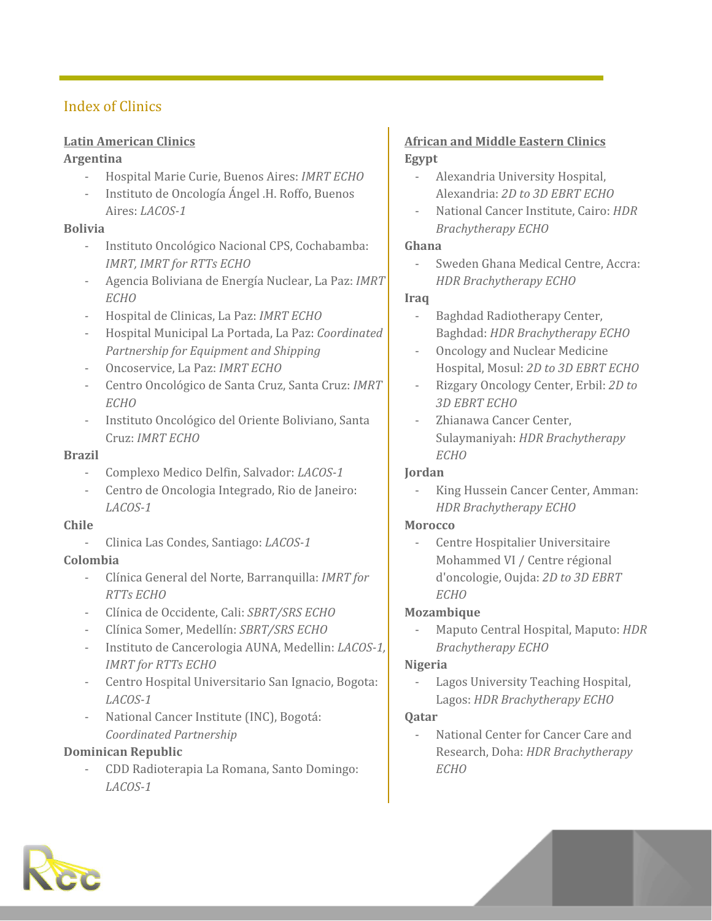## Index of Clinics

### Latin American Clinics

**Argentina**

- Hospital Marie Curie, Buenos Aires: *IMRT ECHO*
- Instituto de Oncología Ángel .H. Roffo, Buenos Aires: *LACOS-1*

**Bolivia**

- Instituto Oncológico Nacional CPS, Cochabamba: *IMRT, IMRT for RTTs ECHO*
- Agencia Boliviana de Energía Nuclear, La Paz: *IMRT ECHO*
- Hospital de Clinicas, La Paz: *IMRT ECHO*
- Hospital Municipal La Portada, La Paz: *Coordinated Partnership for Equipment and Shipping*
- Oncoservice, La Paz: *IMRT ECHO*
- Centro Oncológico de Santa Cruz, Santa Cruz: *IMRT ECHO*
- Instituto Oncológico del Oriente Boliviano, Santa Cruz: *IMRT ECHO*

**Brazil**

- Complexo Medico Delfin, Salvador: *LACOS-1*
- Centro de Oncologia Integrado, Rio de Janeiro: *LACOS-1*

**Chile**

- Clinica Las Condes, Santiago: *LACOS-1*

**Colombia**

- Clínica General del Norte, Barranquilla: *IMRT for RTTs ECHO*
- Clínica de Occidente, Cali: *SBRT/SRS ECHO*
- Clínica Somer, Medellín: *SBRT/SRS ECHO*
- Instituto de Cancerologia AUNA, Medellin: *LACOS-1, IMRT for RTTs ECHO*
- Centro Hospital Universitario San Ignacio, Bogota: *LACOS-1*
- National Cancer Institute (INC), Bogotá: *Coordinated Partnership*

**Dominican Republic**

- CDD Radioterapia La Romana, Santo Domingo: *LACOS-1*

### African and Middle Eastern Clinics

**Egypt**

- Alexandria University Hospital, Alexandria: *2D to 3D EBRT ECHO*
- National Cancer Institute, Cairo: *HDR Brachytherapy ECHO*

**Ghana**

- Sweden Ghana Medical Centre, Accra: *HDR Brachytherapy ECHO*

**Iraq**

- Baghdad Radiotherapy Center, Baghdad: *HDR Brachytherapy ECHO*
- Oncology and Nuclear Medicine Hospital, Mosul: *2D to 3D EBRT ECHO*
- Rizgary Oncology Center, Erbil: *2D to 3D EBRT ECHO*
- Zhianawa Cancer Center, Sulaymaniyah: *HDR Brachytherapy ECHO*

**Jordan**

- King Hussein Cancer Center, Amman: *HDR Brachytherapy ECHO*

**Morocco**

- Centre Hospitalier Universitaire Mohammed VI / Centre régional d'oncologie, Oujda: *2D to 3D EBRT ECHO*

**Mozambique**

- Maputo Central Hospital, Maputo: *HDR Brachytherapy ECHO*

**Nigeria**

- Lagos University Teaching Hospital, Lagos: *HDR Brachytherapy ECHO*

**Qatar**

- National Center for Cancer Care and Research, Doha: *HDR Brachytherapy ECHO*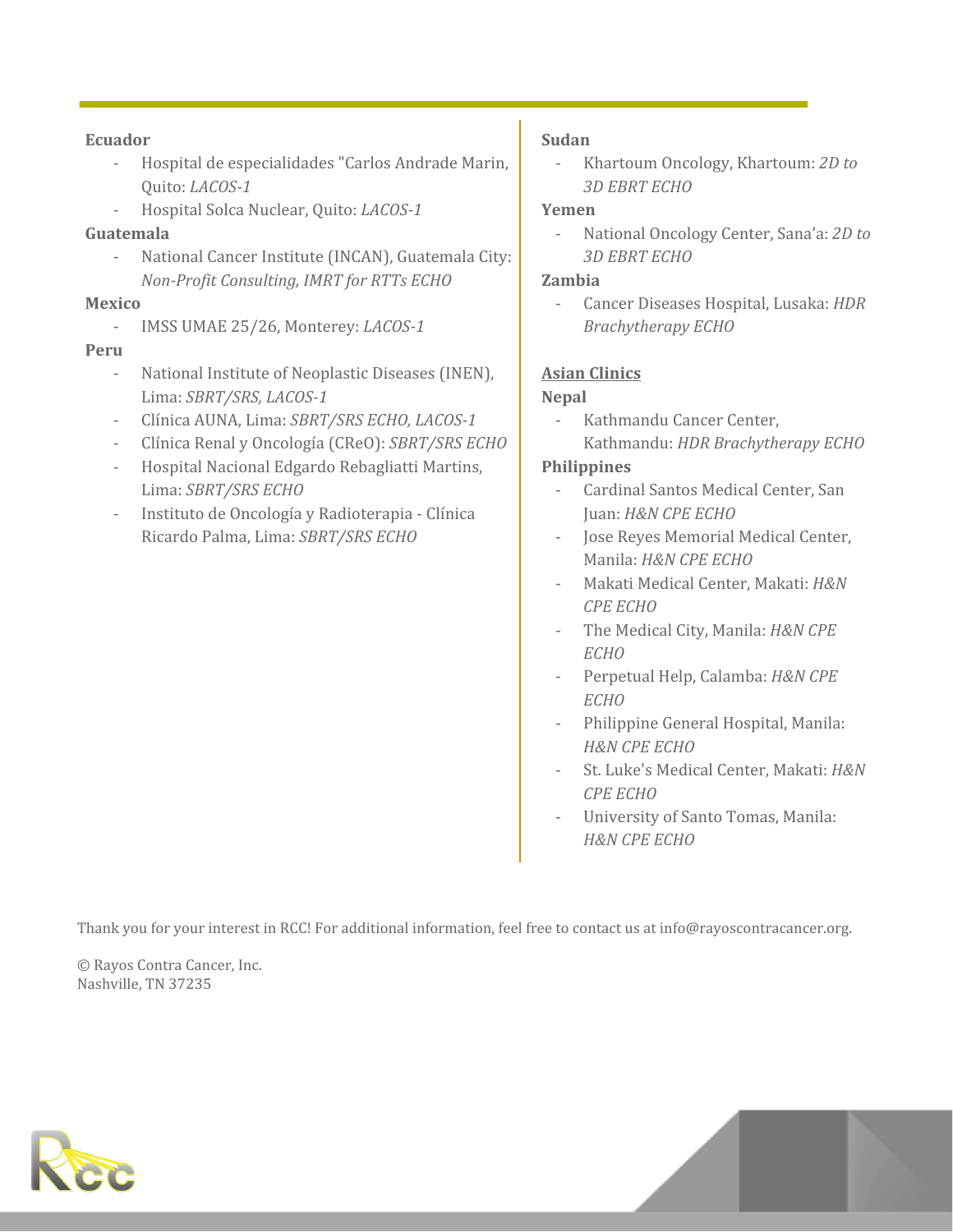**Ecuador**

- Hospital de especialidades "Carlos Andrade Marin, Quito: *LACOS-1*
- Hospital Solca Nuclear, Quito: *LACOS-1*

**Guatemala**

- National Cancer Institute (INCAN), Guatemala City: *Non-Profit Consulting, IMRT for RTTs ECHO*

**Mexico**

- IMSS UMAE 25/26, Monterey: *LACOS-1*

**Peru**

- National Institute of Neoplastic Diseases (INEN), Lima: *SBRT/SRS, LACOS-1*
- Clínica AUNA, Lima: *SBRT/SRS ECHO, LACOS-1*
- Clínica Renal y Oncología (CReO): *SBRT/SRS ECHO*
- Hospital Nacional Edgardo Rebagliatti Martins, Lima: *SBRT/SRS ECHO*
- Instituto de Oncología y Radioterapia - Clínica Ricardo Palma, Lima: *SBRT/SRS ECHO*

**Sudan**

- Khartoum Oncology, Khartoum: *2D to 3D EBRT ECHO*

**Yemen**

- National Oncology Center, Sana'a: *2D to 3D EBRT ECHO*

**Zambia**

- Cancer Diseases Hospital, Lusaka: *HDR Brachytherapy ECHO*

**Asian Clinics**

**Nepal**

- Kathmandu Cancer Center, Kathmandu: *HDR Brachytherapy ECHO*

**Philippines**

- Cardinal Santos Medical Center, San Juan: *H&N CPE ECHO*
- Jose Reyes Memorial Medical Center, Manila: *H&N CPE ECHO*
- Makati Medical Center, Makati: *H&N CPE ECHO*
- The Medical City, Manila: *H&N CPE ECHO*
- Perpetual Help, Calamba: *H&N CPE ECHO*
- Philippine General Hospital, Manila: *H&N CPE ECHO*
- St. Luke's Medical Center, Makati: *H&N CPE ECHO*
- University of Santo Tomas, Manila: *H&N CPE ECHO*

Thank you for your interest in RCC! For additional information, feel free to contact us at info@rayoscontracancer.org.

© Rayos Contra Cancer, Inc.
Nashville, TN 37235